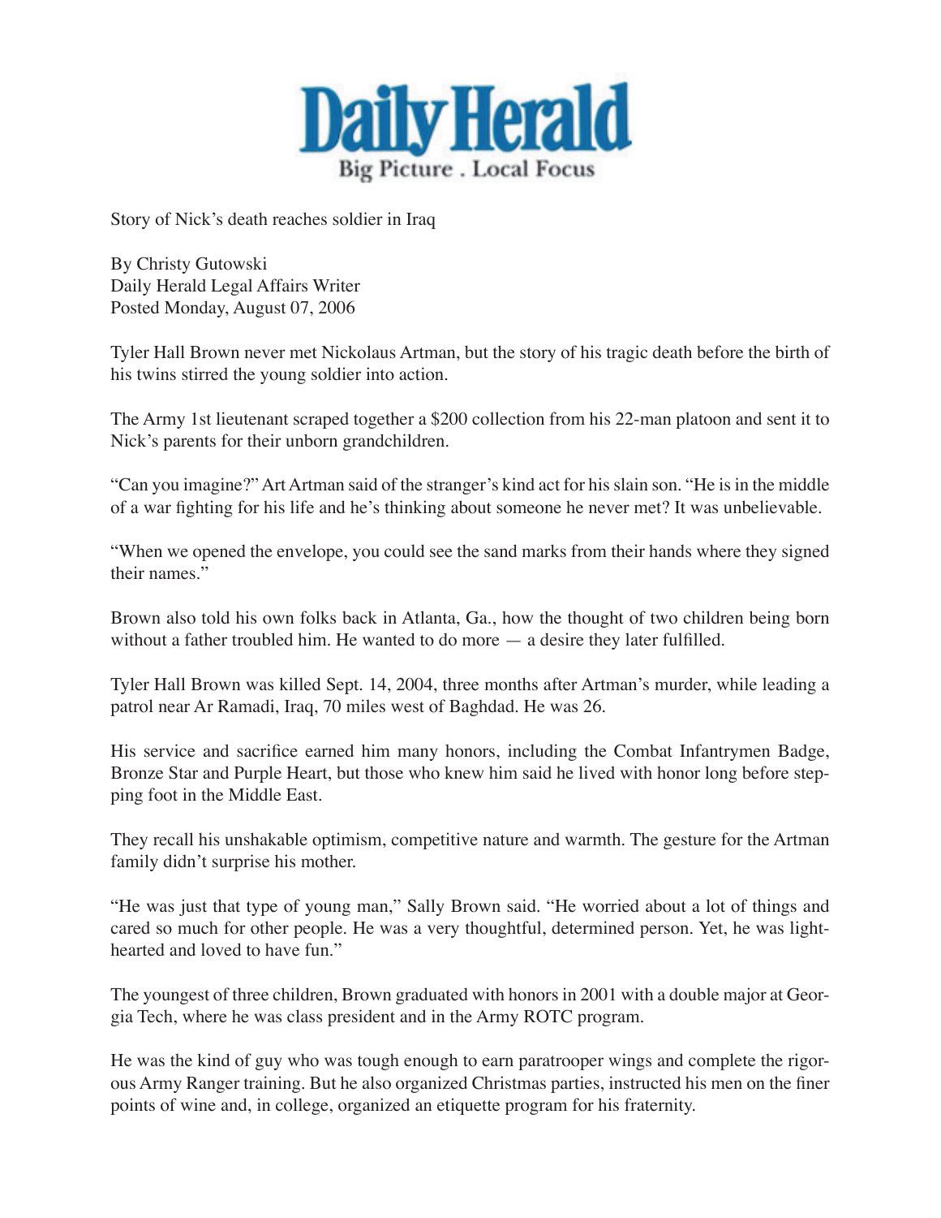# Daily Herald

Big Picture . Local Focus

Story of Nick's death reaches soldier in Iraq

By Christy Gutowski
Daily Herald Legal Affairs Writer
Posted Monday, August 07, 2006

Tyler Hall Brown never met Nickolaus Artman, but the story of his tragic death before the birth of his twins stirred the young soldier into action.

The Army 1st lieutenant scraped together a $200 collection from his 22-man platoon and sent it to Nick's parents for their unborn grandchildren.

"Can you imagine?" Art Artman said of the stranger's kind act for his slain son. "He is in the middle of a war fighting for his life and he's thinking about someone he never met? It was unbelievable.

"When we opened the envelope, you could see the sand marks from their hands where they signed their names."

Brown also told his own folks back in Atlanta, Ga., how the thought of two children being born without a father troubled him. He wanted to do more — a desire they later fulfilled.

Tyler Hall Brown was killed Sept. 14, 2004, three months after Artman's murder, while leading a patrol near Ar Ramadi, Iraq, 70 miles west of Baghdad. He was 26.

His service and sacrifice earned him many honors, including the Combat Infantrymen Badge, Bronze Star and Purple Heart, but those who knew him said he lived with honor long before stepping foot in the Middle East.

They recall his unshakable optimism, competitive nature and warmth. The gesture for the Artman family didn't surprise his mother.

"He was just that type of young man," Sally Brown said. "He worried about a lot of things and cared so much for other people. He was a very thoughtful, determined person. Yet, he was lighthearted and loved to have fun."

The youngest of three children, Brown graduated with honors in 2001 with a double major at Georgia Tech, where he was class president and in the Army ROTC program.

He was the kind of guy who was tough enough to earn paratrooper wings and complete the rigorous Army Ranger training. But he also organized Christmas parties, instructed his men on the finer points of wine and, in college, organized an etiquette program for his fraternity.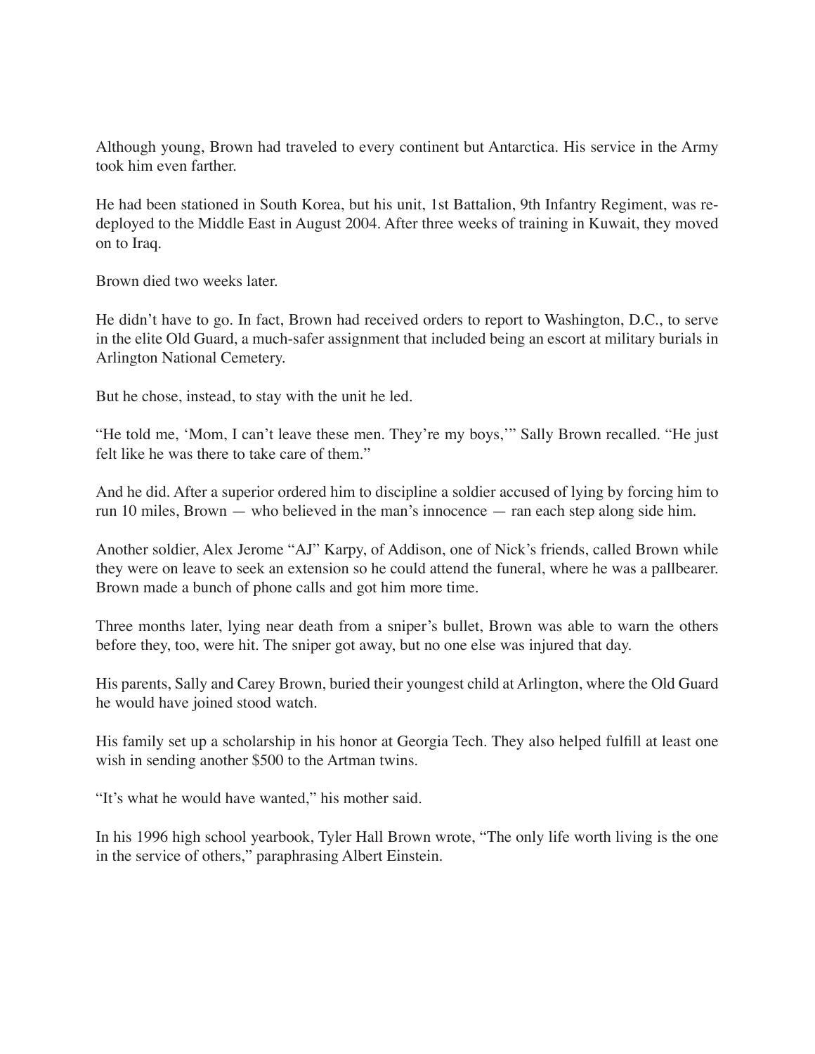Although young, Brown had traveled to every continent but Antarctica. His service in the Army took him even farther.

He had been stationed in South Korea, but his unit, 1st Battalion, 9th Infantry Regiment, was re-deployed to the Middle East in August 2004. After three weeks of training in Kuwait, they moved on to Iraq.

Brown died two weeks later.

He didn't have to go. In fact, Brown had received orders to report to Washington, D.C., to serve in the elite Old Guard, a much-safer assignment that included being an escort at military burials in Arlington National Cemetery.

But he chose, instead, to stay with the unit he led.

"He told me, 'Mom, I can't leave these men. They're my boys,'" Sally Brown recalled. "He just felt like he was there to take care of them."

And he did. After a superior ordered him to discipline a soldier accused of lying by forcing him to run 10 miles, Brown — who believed in the man's innocence — ran each step along side him.

Another soldier, Alex Jerome "AJ" Karpy, of Addison, one of Nick's friends, called Brown while they were on leave to seek an extension so he could attend the funeral, where he was a pallbearer. Brown made a bunch of phone calls and got him more time.

Three months later, lying near death from a sniper's bullet, Brown was able to warn the others before they, too, were hit. The sniper got away, but no one else was injured that day.

His parents, Sally and Carey Brown, buried their youngest child at Arlington, where the Old Guard he would have joined stood watch.

His family set up a scholarship in his honor at Georgia Tech. They also helped fulfill at least one wish in sending another $500 to the Artman twins.

"It's what he would have wanted," his mother said.

In his 1996 high school yearbook, Tyler Hall Brown wrote, "The only life worth living is the one in the service of others," paraphrasing Albert Einstein.